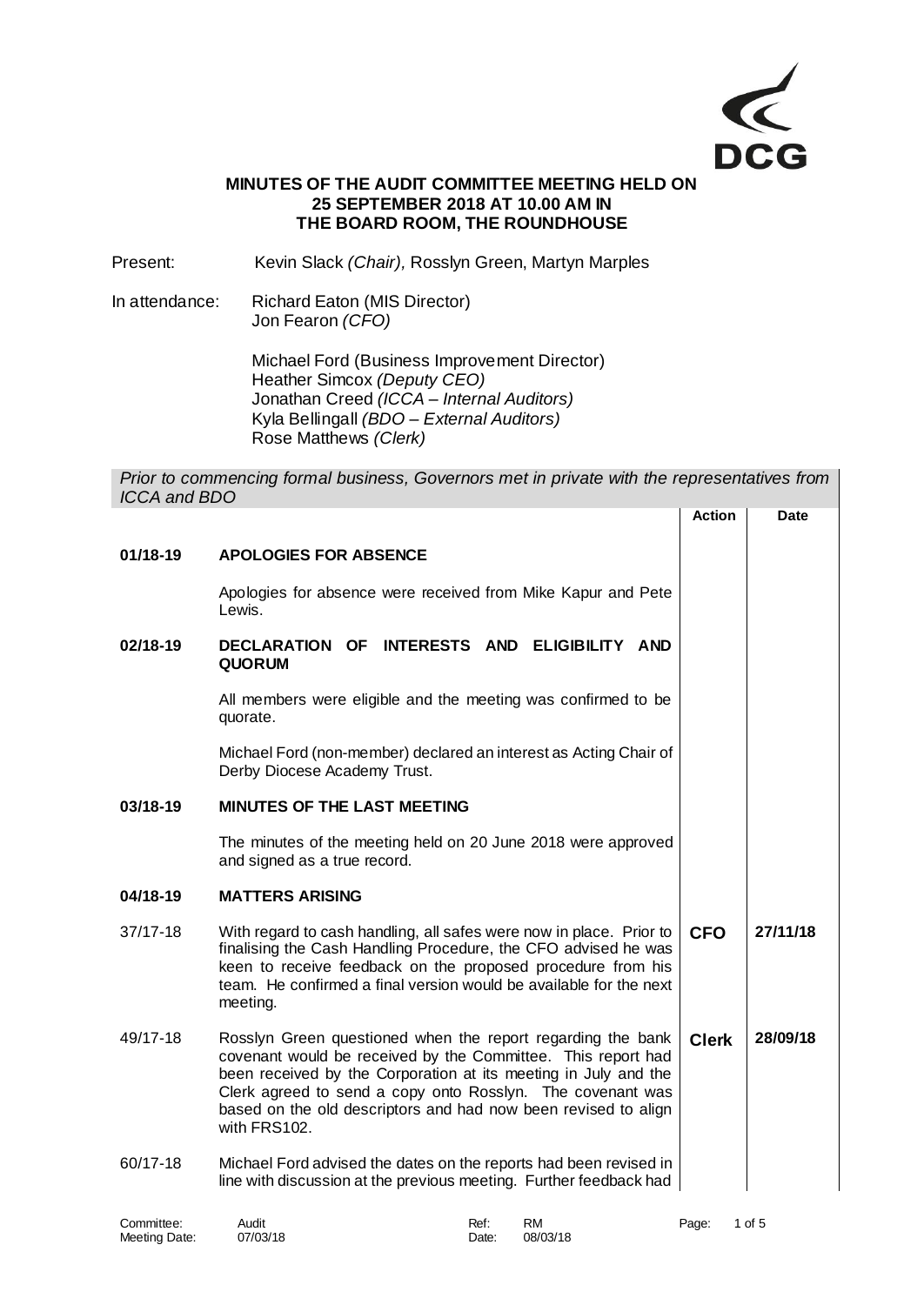**MINUTES OF THE AUDIT COMMITTEE MEETING HELD ON 25 SEPTEMBER 2018 AT 10.00 AM IN THE BOARD ROOM, THE ROUNDHOUSE**

Present: Kevin Slack *(Chair),* Rosslyn Green, Martyn Marples

In attendance: Richard Eaton (MIS Director)
Jon Fearon *(CFO)*

Michael Ford (Business Improvement Director)
Heather Simcox *(Deputy CEO)*
Jonathan Creed *(ICCA – Internal Auditors)*
Kyla Bellingall *(BDO – External Auditors)*
Rose Matthews *(Clerk)*

*Prior to commencing formal business, Governors met in private with the representatives from ICCA and BDO*

| | | Action | Date |
|---|---|---|---|
| **01/18-19** | **APOLOGIES FOR ABSENCE** | | |
| | Apologies for absence were received from Mike Kapur and Pete Lewis. | | |
| **02/18-19** | **DECLARATION OF INTERESTS AND ELIGIBILITY AND QUORUM** | | |
| | All members were eligible and the meeting was confirmed to be quorate. | | |
| | Michael Ford (non-member) declared an interest as Acting Chair of Derby Diocese Academy Trust. | | |
| **03/18-19** | **MINUTES OF THE LAST MEETING** | | |
| | The minutes of the meeting held on 20 June 2018 were approved and signed as a true record. | | |
| **04/18-19** | **MATTERS ARISING** | | |
| 37/17-18 | With regard to cash handling, all safes were now in place. Prior to finalising the Cash Handling Procedure, the CFO advised he was keen to receive feedback on the proposed procedure from his team. He confirmed a final version would be available for the next meeting. | **CFO** | **27/11/18** |
| 49/17-18 | Rosslyn Green questioned when the report regarding the bank covenant would be received by the Committee. This report had been received by the Corporation at its meeting in July and the Clerk agreed to send a copy onto Rosslyn. The covenant was based on the old descriptors and had now been revised to align with FRS102. | **Clerk** | **28/09/18** |
| 60/17-18 | Michael Ford advised the dates on the reports had been revised in line with discussion at the previous meeting. Further feedback had | | |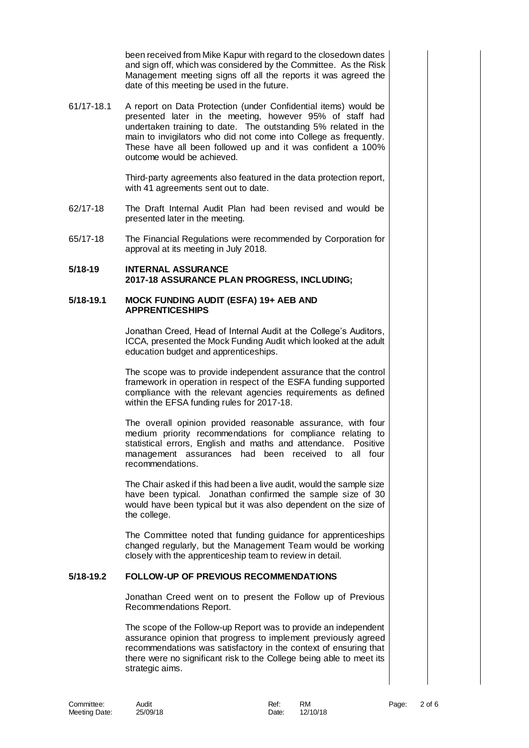been received from Mike Kapur with regard to the closedown dates and sign off, which was considered by the Committee. As the Risk Management meeting signs off all the reports it was agreed the date of this meeting be used in the future.

61/17-18.1 A report on Data Protection (under Confidential items) would be presented later in the meeting, however 95% of staff had undertaken training to date. The outstanding 5% related in the main to invigilators who did not come into College as frequently. These have all been followed up and it was confident a 100% outcome would be achieved.

Third-party agreements also featured in the data protection report, with 41 agreements sent out to date.

62/17-18 The Draft Internal Audit Plan had been revised and would be presented later in the meeting.

65/17-18 The Financial Regulations were recommended by Corporation for approval at its meeting in July 2018.

## 5/18-19 INTERNAL ASSURANCE 2017-18 ASSURANCE PLAN PROGRESS, INCLUDING;

### 5/18-19.1 MOCK FUNDING AUDIT (ESFA) 19+ AEB AND APPRENTICESHIPS

Jonathan Creed, Head of Internal Audit at the College's Auditors, ICCA, presented the Mock Funding Audit which looked at the adult education budget and apprenticeships.

The scope was to provide independent assurance that the control framework in operation in respect of the ESFA funding supported compliance with the relevant agencies requirements as defined within the EFSA funding rules for 2017-18.

The overall opinion provided reasonable assurance, with four medium priority recommendations for compliance relating to statistical errors, English and maths and attendance. Positive management assurances had been received to all four recommendations.

The Chair asked if this had been a live audit, would the sample size have been typical. Jonathan confirmed the sample size of 30 would have been typical but it was also dependent on the size of the college.

The Committee noted that funding guidance for apprenticeships changed regularly, but the Management Team would be working closely with the apprenticeship team to review in detail.

### 5/18-19.2 FOLLOW-UP OF PREVIOUS RECOMMENDATIONS

Jonathan Creed went on to present the Follow up of Previous Recommendations Report.

The scope of the Follow-up Report was to provide an independent assurance opinion that progress to implement previously agreed recommendations was satisfactory in the context of ensuring that there were no significant risk to the College being able to meet its strategic aims.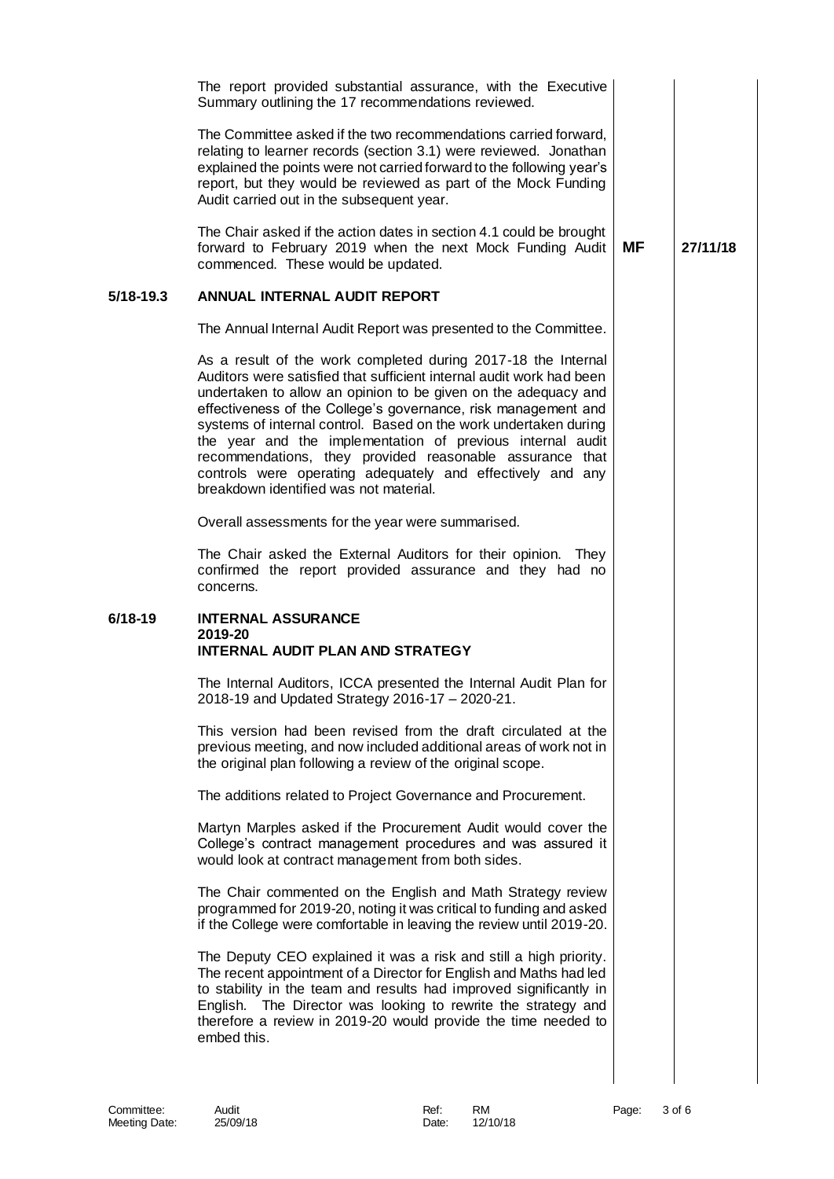The report provided substantial assurance, with the Executive Summary outlining the 17 recommendations reviewed.

The Committee asked if the two recommendations carried forward, relating to learner records (section 3.1) were reviewed. Jonathan explained the points were not carried forward to the following year's report, but they would be reviewed as part of the Mock Funding Audit carried out in the subsequent year.

The Chair asked if the action dates in section 4.1 could be brought forward to February 2019 when the next Mock Funding Audit commenced. These would be updated. **MF** **27/11/18**

## 5/18-19.3 ANNUAL INTERNAL AUDIT REPORT

The Annual Internal Audit Report was presented to the Committee.

As a result of the work completed during 2017-18 the Internal Auditors were satisfied that sufficient internal audit work had been undertaken to allow an opinion to be given on the adequacy and effectiveness of the College's governance, risk management and systems of internal control. Based on the work undertaken during the year and the implementation of previous internal audit recommendations, they provided reasonable assurance that controls were operating adequately and effectively and any breakdown identified was not material.

Overall assessments for the year were summarised.

The Chair asked the External Auditors for their opinion. They confirmed the report provided assurance and they had no concerns.

## 6/18-19 INTERNAL ASSURANCE 2019-20 INTERNAL AUDIT PLAN AND STRATEGY

The Internal Auditors, ICCA presented the Internal Audit Plan for 2018-19 and Updated Strategy 2016-17 – 2020-21.

This version had been revised from the draft circulated at the previous meeting, and now included additional areas of work not in the original plan following a review of the original scope.

The additions related to Project Governance and Procurement.

Martyn Marples asked if the Procurement Audit would cover the College's contract management procedures and was assured it would look at contract management from both sides.

The Chair commented on the English and Math Strategy review programmed for 2019-20, noting it was critical to funding and asked if the College were comfortable in leaving the review until 2019-20.

The Deputy CEO explained it was a risk and still a high priority. The recent appointment of a Director for English and Maths had led to stability in the team and results had improved significantly in English. The Director was looking to rewrite the strategy and therefore a review in 2019-20 would provide the time needed to embed this.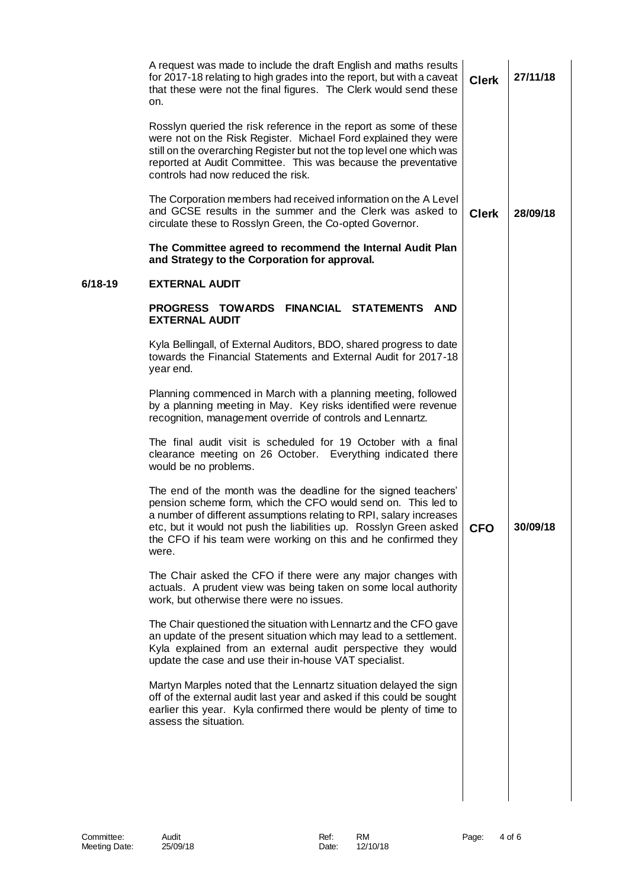| | | | |
|---|---|---|---|
| | A request was made to include the draft English and maths results for 2017-18 relating to high grades into the report, but with a caveat that these were not the final figures. The Clerk would send these on. | **Clerk** | **27/11/18** |
| | Rosslyn queried the risk reference in the report as some of these were not on the Risk Register. Michael Ford explained they were still on the overarching Register but not the top level one which was reported at Audit Committee. This was because the preventative controls had now reduced the risk. | | |
| | The Corporation members had received information on the A Level and GCSE results in the summer and the Clerk was asked to circulate these to Rosslyn Green, the Co-opted Governor. | **Clerk** | **28/09/18** |
| | **The Committee agreed to recommend the Internal Audit Plan and Strategy to the Corporation for approval.** | | |
| **6/18-19** | **EXTERNAL AUDIT** | | |
| | **PROGRESS TOWARDS FINANCIAL STATEMENTS AND EXTERNAL AUDIT** | | |
| | Kyla Bellingall, of External Auditors, BDO, shared progress to date towards the Financial Statements and External Audit for 2017-18 year end. | | |
| | Planning commenced in March with a planning meeting, followed by a planning meeting in May. Key risks identified were revenue recognition, management override of controls and Lennartz. | | |
| | The final audit visit is scheduled for 19 October with a final clearance meeting on 26 October. Everything indicated there would be no problems. | | |
| | The end of the month was the deadline for the signed teachers' pension scheme form, which the CFO would send on. This led to a number of different assumptions relating to RPI, salary increases etc, but it would not push the liabilities up. Rosslyn Green asked the CFO if his team were working on this and he confirmed they were. | **CFO** | **30/09/18** |
| | The Chair asked the CFO if there were any major changes with actuals. A prudent view was being taken on some local authority work, but otherwise there were no issues. | | |
| | The Chair questioned the situation with Lennartz and the CFO gave an update of the present situation which may lead to a settlement. Kyla explained from an external audit perspective they would update the case and use their in-house VAT specialist. | | |
| | Martyn Marples noted that the Lennartz situation delayed the sign off of the external audit last year and asked if this could be sought earlier this year. Kyla confirmed there would be plenty of time to assess the situation. | | |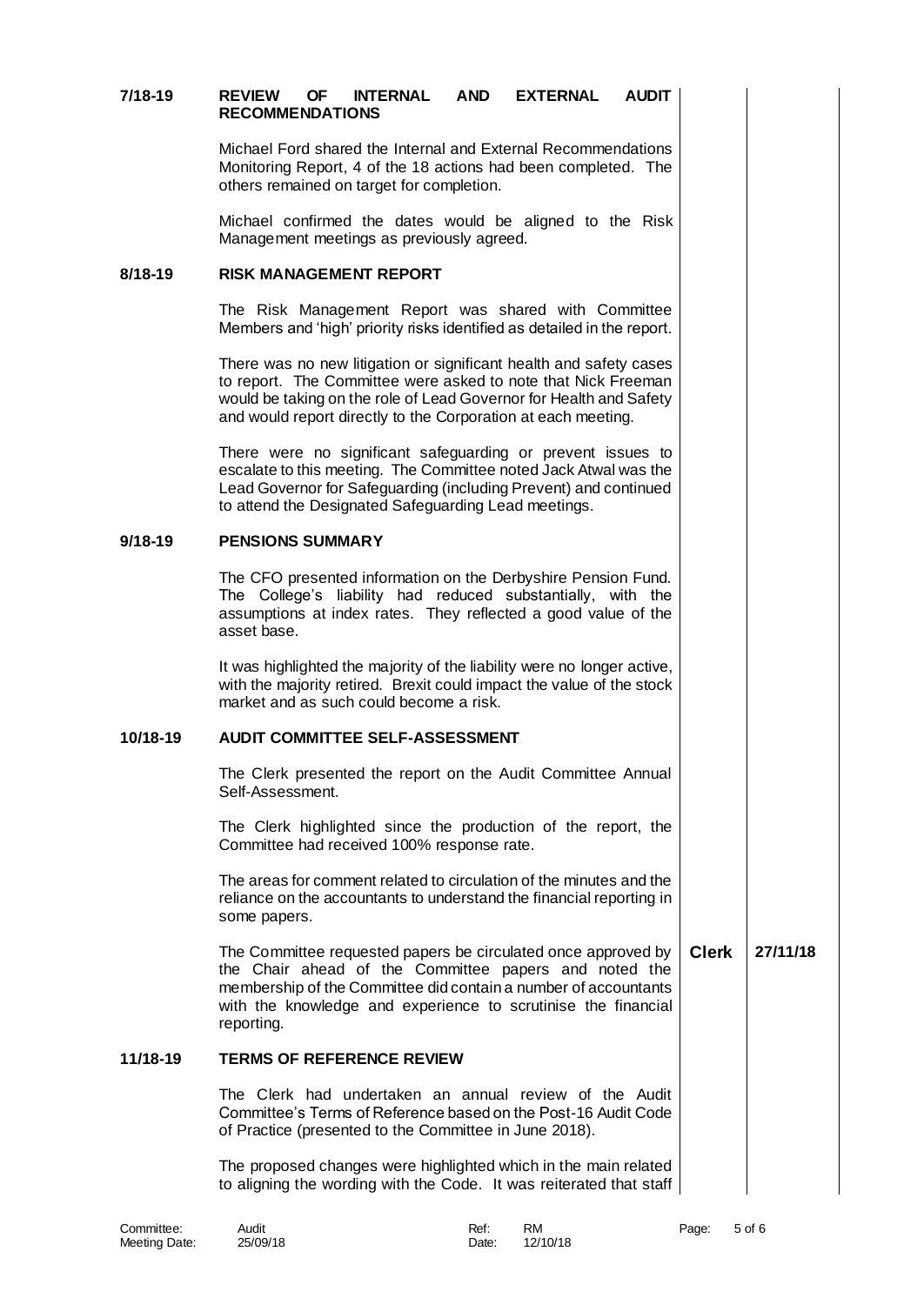**7/18-19 REVIEW OF INTERNAL AND EXTERNAL AUDIT RECOMMENDATIONS**

Michael Ford shared the Internal and External Recommendations Monitoring Report, 4 of the 18 actions had been completed. The others remained on target for completion.

Michael confirmed the dates would be aligned to the Risk Management meetings as previously agreed.

**8/18-19 RISK MANAGEMENT REPORT**

The Risk Management Report was shared with Committee Members and 'high' priority risks identified as detailed in the report.

There was no new litigation or significant health and safety cases to report. The Committee were asked to note that Nick Freeman would be taking on the role of Lead Governor for Health and Safety and would report directly to the Corporation at each meeting.

There were no significant safeguarding or prevent issues to escalate to this meeting. The Committee noted Jack Atwal was the Lead Governor for Safeguarding (including Prevent) and continued to attend the Designated Safeguarding Lead meetings.

**9/18-19 PENSIONS SUMMARY**

The CFO presented information on the Derbyshire Pension Fund. The College's liability had reduced substantially, with the assumptions at index rates. They reflected a good value of the asset base.

It was highlighted the majority of the liability were no longer active, with the majority retired. Brexit could impact the value of the stock market and as such could become a risk.

**10/18-19 AUDIT COMMITTEE SELF-ASSESSMENT**

The Clerk presented the report on the Audit Committee Annual Self-Assessment.

The Clerk highlighted since the production of the report, the Committee had received 100% response rate.

The areas for comment related to circulation of the minutes and the reliance on the accountants to understand the financial reporting in some papers.

| | | |
|---|---|---|
| The Committee requested papers be circulated once approved by the Chair ahead of the Committee papers and noted the membership of the Committee did contain a number of accountants with the knowledge and experience to scrutinise the financial reporting. | **Clerk** | **27/11/18** |

**11/18-19 TERMS OF REFERENCE REVIEW**

The Clerk had undertaken an annual review of the Audit Committee's Terms of Reference based on the Post-16 Audit Code of Practice (presented to the Committee in June 2018).

The proposed changes were highlighted which in the main related to aligning the wording with the Code. It was reiterated that staff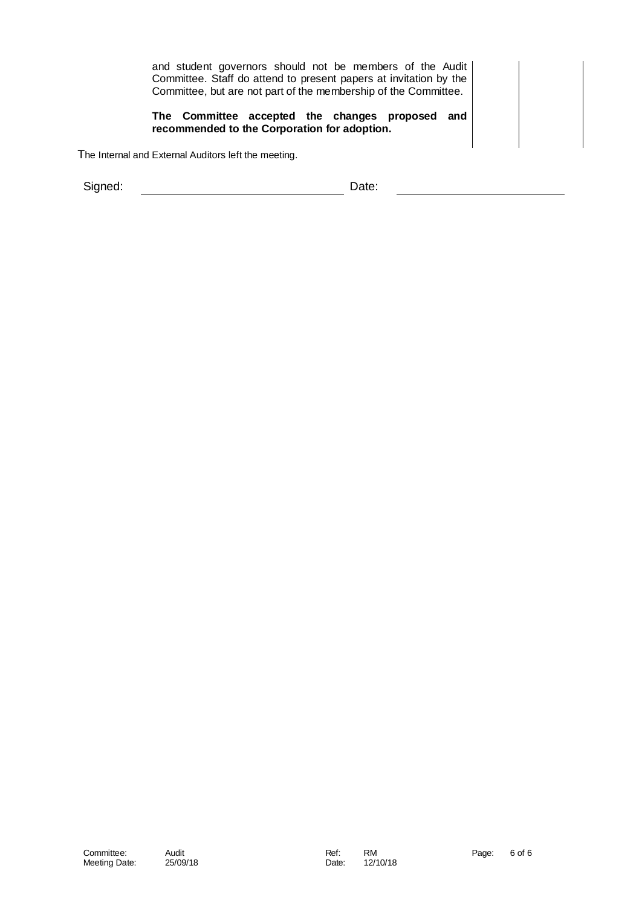and student governors should not be members of the Audit Committee. Staff do attend to present papers at invitation by the Committee, but are not part of the membership of the Committee.

**The Committee accepted the changes proposed and recommended to the Corporation for adoption.**

The Internal and External Auditors left the meeting.

Signed: \_\_\_\_\_\_\_\_\_\_\_\_\_\_\_\_\_\_\_\_\_\_\_\_\_\_\_\_\_\_ Date: \_\_\_\_\_\_\_\_\_\_\_\_\_\_\_\_\_\_\_\_\_\_\_\_